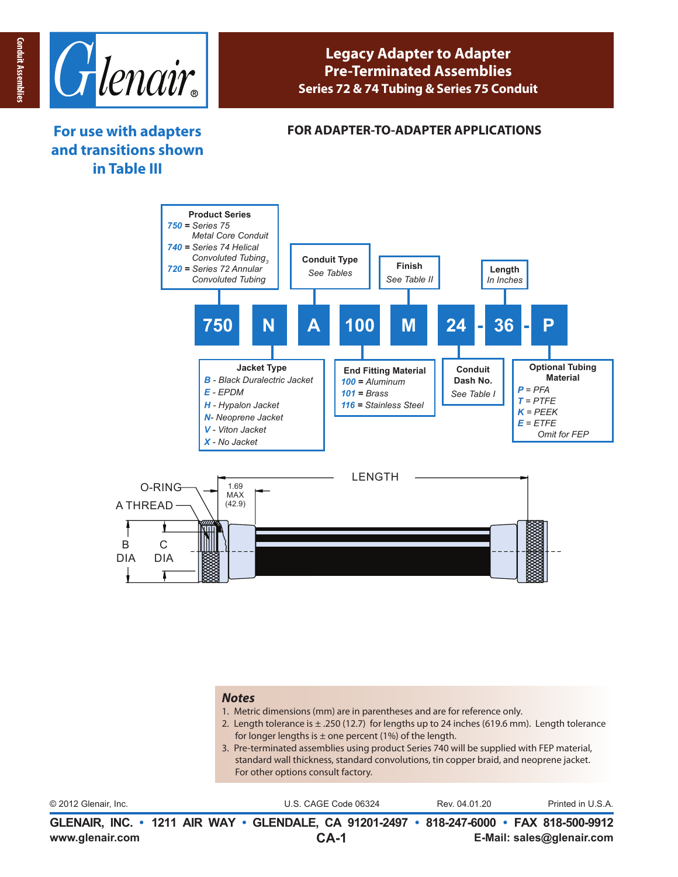# Legacy Adapter to Adapter Pre-Terminated Assemblies

## Series 72 & 74 Tubing & Series 75 Conduit

**For use with adapters and transitions shown in Table III**

## FOR ADAPTER-TO-ADAPTER APPLICATIONS

**750 N A 100 M 24 - 36 - P**

**Product Series**
- *750* = *Series 75 Metal Core Conduit*
- *740* = *Series 74 Helical Convoluted Tubing*[3]
- *720* = *Series 72 Annular Convoluted Tubing*

**Jacket Type**
- *B* - *Black Duralectric Jacket*
- *E* - *EPDM*
- *H* - *Hypalon Jacket*
- *N* - *Neoprene Jacket*
- *V* - *Viton Jacket*
- *X* - *No Jacket*

**Conduit Type**
*See Tables*

**End Fitting Material**
- *100* = *Aluminum*
- *101* = *Brass*
- *116* = *Stainless Steel*

**Finish**
*See Table II*

**Conduit Dash No.**
*See Table I*

**Length**
*In Inches*

**Optional Tubing Material**
- *P* = *PFA*
- *T* = *PTFE*
- *K* = *PEEK*
- *E* = *ETFE*
- *Omit for FEP*

O-RING
A THREAD
B DIA
C DIA
1.69 MAX (42.9)
LENGTH

### Notes

1. Metric dimensions (mm) are in parentheses and are for reference only.
2. Length tolerance is ± .250 (12.7) for lengths up to 24 inches (619.6 mm). Length tolerance for longer lengths is ± one percent (1%) of the length.
3. Pre-terminated assemblies using product Series 740 will be supplied with FEP material, standard wall thickness, standard convolutions, tin copper braid, and neoprene jacket. For other options consult factory.

© 2012 Glenair, Inc. U.S. CAGE Code 06324 Rev. 04.01.20 Printed in U.S.A.

**GLENAIR, INC. • 1211 AIR WAY • GLENDALE, CA 91201-2497 • 818-247-6000 • FAX 818-500-9912**
**www.glenair.com** **CA-1** **E-Mail: sales@glenair.com**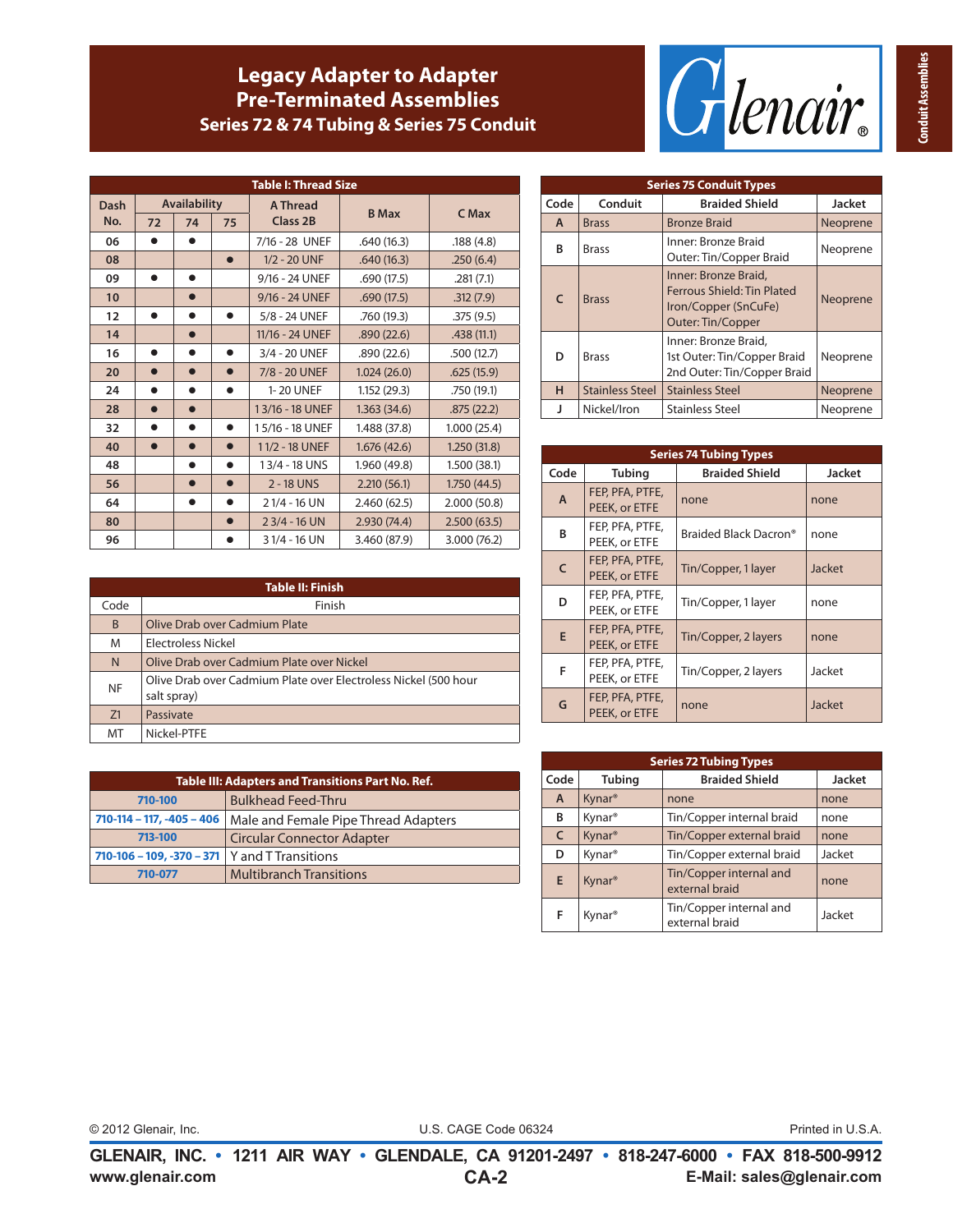# Legacy Adapter to Adapter Pre-Terminated Assemblies

## Series 72 & 74 Tubing & Series 75 Conduit

**Table I: Thread Size**

| Dash No. | Availability 72 | 74 | 75 | A Thread Class 2B | B Max | C Max |
|---|---|---|---|---|---|---|
| 06 | ● | ● | | 7/16 - 28 UNEF | .640 (16.3) | .188 (4.8) |
| 08 | | | ● | 1/2 - 20 UNF | .640 (16.3) | .250 (6.4) |
| 09 | ● | ● | | 9/16 - 24 UNEF | .690 (17.5) | .281 (7.1) |
| 10 | | ● | | 9/16 - 24 UNEF | .690 (17.5) | .312 (7.9) |
| 12 | ● | ● | ● | 5/8 - 24 UNEF | .760 (19.3) | .375 (9.5) |
| 14 | | ● | | 11/16 - 24 UNEF | .890 (22.6) | .438 (11.1) |
| 16 | ● | ● | ● | 3/4 - 20 UNEF | .890 (22.6) | .500 (12.7) |
| 20 | ● | ● | ● | 7/8 - 20 UNEF | 1.024 (26.0) | .625 (15.9) |
| 24 | ● | ● | ● | 1- 20 UNEF | 1.152 (29.3) | .750 (19.1) |
| 28 | ● | ● | | 1 3/16 - 18 UNEF | 1.363 (34.6) | .875 (22.2) |
| 32 | ● | ● | ● | 1 5/16 - 18 UNEF | 1.488 (37.8) | 1.000 (25.4) |
| 40 | ● | ● | ● | 1 1/2 - 18 UNEF | 1.676 (42.6) | 1.250 (31.8) |
| 48 | | ● | ● | 1 3/4 - 18 UNS | 1.960 (49.8) | 1.500 (38.1) |
| 56 | | ● | ● | 2 - 18 UNS | 2.210 (56.1) | 1.750 (44.5) |
| 64 | | ● | ● | 2 1/4 - 16 UN | 2.460 (62.5) | 2.000 (50.8) |
| 80 | | | ● | 2 3/4 - 16 UN | 2.930 (74.4) | 2.500 (63.5) |
| 96 | | | ● | 3 1/4 - 16 UN | 3.460 (87.9) | 3.000 (76.2) |

**Table II: Finish**

| Code | Finish |
|---|---|
| B | Olive Drab over Cadmium Plate |
| M | Electroless Nickel |
| N | Olive Drab over Cadmium Plate over Nickel |
| NF | Olive Drab over Cadmium Plate over Electroless Nickel (500 hour salt spray) |
| Z1 | Passivate |
| MT | Nickel-PTFE |

**Table III: Adapters and Transitions Part No. Ref.**

| Part No. | Description |
|---|---|
| 710-100 | Bulkhead Feed-Thru |
| 710-114 – 117, -405 – 406 | Male and Female Pipe Thread Adapters |
| 713-100 | Circular Connector Adapter |
| 710-106 – 109, -370 – 371 | Y and T Transitions |
| 710-077 | Multibranch Transitions |

**Series 75 Conduit Types**

| Code | Conduit | Braided Shield | Jacket |
|---|---|---|---|
| A | Brass | Bronze Braid | Neoprene |
| B | Brass | Inner: Bronze Braid<br>Outer: Tin/Copper Braid | Neoprene |
| C | Brass | Inner: Bronze Braid,<br>Ferrous Shield: Tin Plated Iron/Copper (SnCuFe)<br>Outer: Tin/Copper | Neoprene |
| D | Brass | Inner: Bronze Braid,<br>1st Outer: Tin/Copper Braid<br>2nd Outer: Tin/Copper Braid | Neoprene |
| H | Stainless Steel | Stainless Steel | Neoprene |
| J | Nickel/Iron | Stainless Steel | Neoprene |

**Series 74 Tubing Types**

| Code | Tubing | Braided Shield | Jacket |
|---|---|---|---|
| A | FEP, PFA, PTFE, PEEK, or ETFE | none | none |
| B | FEP, PFA, PTFE, PEEK, or ETFE | Braided Black Dacron® | none |
| C | FEP, PFA, PTFE, PEEK, or ETFE | Tin/Copper, 1 layer | Jacket |
| D | FEP, PFA, PTFE, PEEK, or ETFE | Tin/Copper, 1 layer | none |
| E | FEP, PFA, PTFE, PEEK, or ETFE | Tin/Copper, 2 layers | none |
| F | FEP, PFA, PTFE, PEEK, or ETFE | Tin/Copper, 2 layers | Jacket |
| G | FEP, PFA, PTFE, PEEK, or ETFE | none | Jacket |

**Series 72 Tubing Types**

| Code | Tubing | Braided Shield | Jacket |
|---|---|---|---|
| A | Kynar® | none | none |
| B | Kynar® | Tin/Copper internal braid | none |
| C | Kynar® | Tin/Copper external braid | none |
| D | Kynar® | Tin/Copper external braid | Jacket |
| E | Kynar® | Tin/Copper internal and external braid | none |
| F | Kynar® | Tin/Copper internal and external braid | Jacket |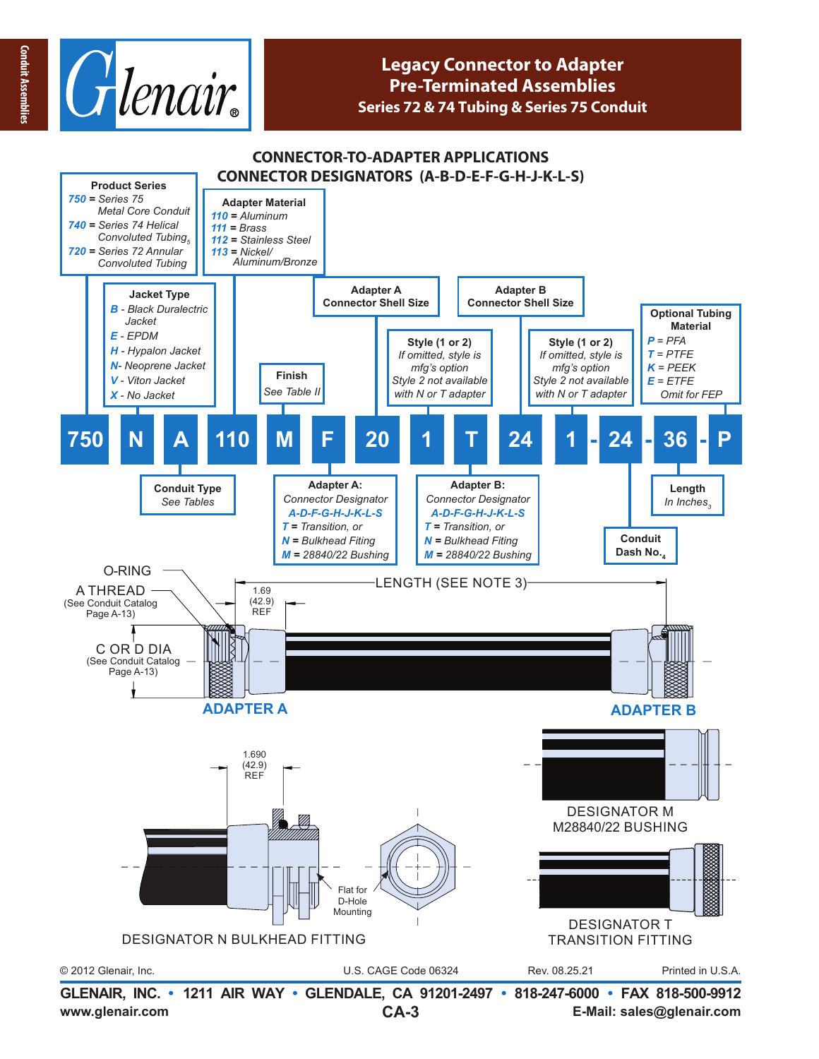# Legacy Connector to Adapter Pre-Terminated Assemblies
## Series 72 & 74 Tubing & Series 75 Conduit

## CONNECTOR-TO-ADAPTER APPLICATIONS
## CONNECTOR DESIGNATORS (A-B-D-E-F-G-H-J-K-L-S)

| 750 | N | A | 110 | M | F | 20 | 1 | T | 24 | 1 | - 24 | - 36 | - P |
|---|---|---|---|---|---|---|---|---|---|---|---|---|---|

**Product Series**
- *750* = Series 75 Metal Core Conduit
- *740* = Series 74 Helical Convoluted Tubing[5]
- *720* = Series 72 Annular Convoluted Tubing

**Jacket Type**
- *B* - Black Duralectric Jacket
- *E* - EPDM
- *H* - Hypalon Jacket
- *N* - Neoprene Jacket
- *V* - Viton Jacket
- *X* - No Jacket

**Conduit Type**
See Tables

**Adapter Material**
- *110* = Aluminum
- *111* = Brass
- *112* = Stainless Steel
- *113* = Nickel/Aluminum/Bronze

**Finish**
See Table II

**Adapter A:**
Connector Designator
*A-D-F-G-H-J-K-L-S*
- *T* = Transition, or
- *N* = Bulkhead Fitting
- *M* = 28840/22 Bushing

**Adapter A Connector Shell Size**

**Style (1 or 2)**
If omitted, style is mfg's option
Style 2 not available with N or T adapter

**Adapter B:**
Connector Designator
*A-D-F-G-H-J-K-L-S*
- *T* = Transition, or
- *N* = Bulkhead Fitting
- *M* = 28840/22 Bushing

**Adapter B Connector Shell Size**

**Style (1 or 2)**
If omitted, style is mfg's option
Style 2 not available with N or T adapter

**Conduit Dash No.**[4]

**Length**
In Inches[3]

**Optional Tubing Material**
- *P* = PFA
- *T* = PTFE
- *K* = PEEK
- *E* = ETFE
- Omit for FEP

O-RING

A THREAD (See Conduit Catalog Page A-13)

C OR D DIA (See Conduit Catalog Page A-13)

1.69 (42.9) REF

LENGTH (SEE NOTE 3)

ADAPTER A

ADAPTER B

1.690 (42.9) REF

Flat for D-Hole Mounting

DESIGNATOR N BULKHEAD FITTING

DESIGNATOR M M28840/22 BUSHING

DESIGNATOR T TRANSITION FITTING

© 2012 Glenair, Inc. U.S. CAGE Code 06324 Rev. 08.25.21 Printed in U.S.A.

**GLENAIR, INC. • 1211 AIR WAY • GLENDALE, CA 91201-2497 • 818-247-6000 • FAX 818-500-9912**
www.glenair.com CA-3 E-Mail: sales@glenair.com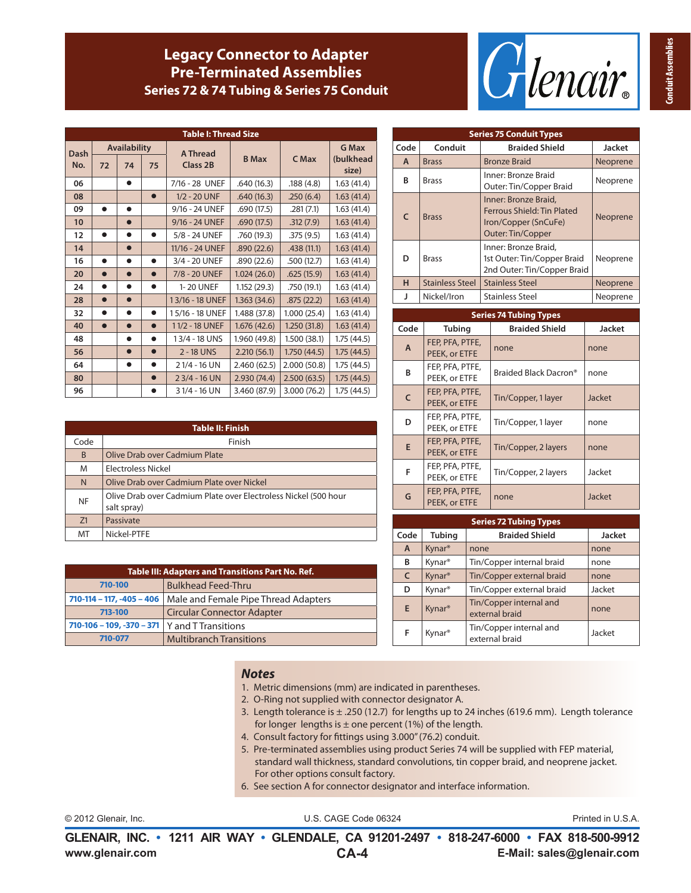# Legacy Connector to Adapter Pre-Terminated Assemblies

## Series 72 & 74 Tubing & Series 75 Conduit

**Table I: Thread Size**

| Dash No. | Availability 72 | 74 | 75 | A Thread Class 2B | B Max | C Max | G Max (bulkhead size) |
|---|---|---|---|---|---|---|---|
| 06 | | ● | | 7/16 - 28 UNEF | .640 (16.3) | .188 (4.8) | 1.63 (41.4) |
| 08 | | | ● | 1/2 - 20 UNF | .640 (16.3) | .250 (6.4) | 1.63 (41.4) |
| 09 | ● | ● | | 9/16 - 24 UNEF | .690 (17.5) | .281 (7.1) | 1.63 (41.4) |
| 10 | | ● | | 9/16 - 24 UNEF | .690 (17.5) | .312 (7.9) | 1.63 (41.4) |
| 12 | ● | ● | ● | 5/8 - 24 UNEF | .760 (19.3) | .375 (9.5) | 1.63 (41.4) |
| 14 | | ● | | 11/16 - 24 UNEF | .890 (22.6) | .438 (11.1) | 1.63 (41.4) |
| 16 | ● | ● | ● | 3/4 - 20 UNEF | .890 (22.6) | .500 (12.7) | 1.63 (41.4) |
| 20 | ● | ● | ● | 7/8 - 20 UNEF | 1.024 (26.0) | .625 (15.9) | 1.63 (41.4) |
| 24 | ● | ● | ● | 1- 20 UNEF | 1.152 (29.3) | .750 (19.1) | 1.63 (41.4) |
| 28 | ● | ● | | 1 3/16 - 18 UNEF | 1.363 (34.6) | .875 (22.2) | 1.63 (41.4) |
| 32 | ● | ● | ● | 1 5/16 - 18 UNEF | 1.488 (37.8) | 1.000 (25.4) | 1.63 (41.4) |
| 40 | ● | ● | ● | 1 1/2 - 18 UNEF | 1.676 (42.6) | 1.250 (31.8) | 1.63 (41.4) |
| 48 | | ● | ● | 1 3/4 - 18 UNS | 1.960 (49.8) | 1.500 (38.1) | 1.75 (44.5) |
| 56 | | ● | ● | 2 - 18 UNS | 2.210 (56.1) | 1.750 (44.5) | 1.75 (44.5) |
| 64 | | ● | ● | 2 1/4 - 16 UN | 2.460 (62.5) | 2.000 (50.8) | 1.75 (44.5) |
| 80 | | | ● | 2 3/4 - 16 UN | 2.930 (74.4) | 2.500 (63.5) | 1.75 (44.5) |
| 96 | | | ● | 3 1/4 - 16 UN | 3.460 (87.9) | 3.000 (76.2) | 1.75 (44.5) |

**Table II: Finish**

| Code | Finish |
|---|---|
| B | Olive Drab over Cadmium Plate |
| M | Electroless Nickel |
| N | Olive Drab over Cadmium Plate over Nickel |
| NF | Olive Drab over Cadmium Plate over Electroless Nickel (500 hour salt spray) |
| Z1 | Passivate |
| MT | Nickel-PTFE |

**Table III: Adapters and Transitions Part No. Ref.**

| Part No. | Description |
|---|---|
| 710-100 | Bulkhead Feed-Thru |
| 710-114 – 117, -405 – 406 | Male and Female Pipe Thread Adapters |
| 713-100 | Circular Connector Adapter |
| 710-106 – 109, -370 – 371 | Y and T Transitions |
| 710-077 | Multibranch Transitions |

**Series 75 Conduit Types**

| Code | Conduit | Braided Shield | Jacket |
|---|---|---|---|
| A | Brass | Bronze Braid | Neoprene |
| B | Brass | Inner: Bronze Braid<br>Outer: Tin/Copper Braid | Neoprene |
| C | Brass | Inner: Bronze Braid,<br>Ferrous Shield: Tin Plated Iron/Copper (SnCuFe)<br>Outer: Tin/Copper | Neoprene |
| D | Brass | Inner: Bronze Braid,<br>1st Outer: Tin/Copper Braid<br>2nd Outer: Tin/Copper Braid | Neoprene |
| H | Stainless Steel | Stainless Steel | Neoprene |
| J | Nickel/Iron | Stainless Steel | Neoprene |

**Series 74 Tubing Types**

| Code | Tubing | Braided Shield | Jacket |
|---|---|---|---|
| A | FEP, PFA, PTFE, PEEK, or ETFE | none | none |
| B | FEP, PFA, PTFE, PEEK, or ETFE | Braided Black Dacron® | none |
| C | FEP, PFA, PTFE, PEEK, or ETFE | Tin/Copper, 1 layer | Jacket |
| D | FEP, PFA, PTFE, PEEK, or ETFE | Tin/Copper, 1 layer | none |
| E | FEP, PFA, PTFE, PEEK, or ETFE | Tin/Copper, 2 layers | none |
| F | FEP, PFA, PTFE, PEEK, or ETFE | Tin/Copper, 2 layers | Jacket |
| G | FEP, PFA, PTFE, PEEK, or ETFE | none | Jacket |

**Series 72 Tubing Types**

| Code | Tubing | Braided Shield | Jacket |
|---|---|---|---|
| A | Kynar® | none | none |
| B | Kynar® | Tin/Copper internal braid | none |
| C | Kynar® | Tin/Copper external braid | none |
| D | Kynar® | Tin/Copper external braid | Jacket |
| E | Kynar® | Tin/Copper internal and external braid | none |
| F | Kynar® | Tin/Copper internal and external braid | Jacket |

### *Notes*

1. Metric dimensions (mm) are indicated in parentheses.
2. O-Ring not supplied with connector designator A.
3. Length tolerance is ± .250 (12.7) for lengths up to 24 inches (619.6 mm). Length tolerance for longer lengths is ± one percent (1%) of the length.
4. Consult factory for fittings using 3.000" (76.2) conduit.
5. Pre-terminated assemblies using product Series 74 will be supplied with FEP material, standard wall thickness, standard convolutions, tin copper braid, and neoprene jacket. For other options consult factory.
6. See section A for connector designator and interface information.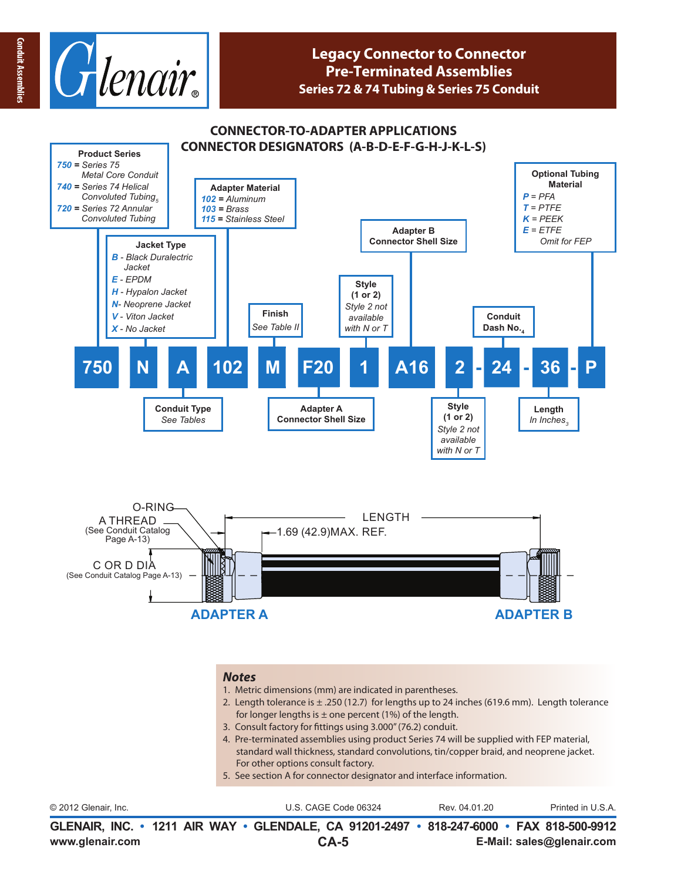# Legacy Connector to Connector Pre-Terminated Assemblies

## Series 72 & 74 Tubing & Series 75 Conduit

## CONNECTOR-TO-ADAPTER APPLICATIONS
## CONNECTOR DESIGNATORS (A-B-D-E-F-G-H-J-K-L-S)

**750 N A 102 M F20 1 A16 2 - 24 - 36 - P**

**Product Series**
- *750* = Series 75 Metal Core Conduit
- *740* = Series 74 Helical Convoluted Tubing[5]
- *720* = Series 72 Annular Convoluted Tubing

**Jacket Type**
- *B* - Black Duralectric Jacket
- *E* - EPDM
- *H* - Hypalon Jacket
- *N* - Neoprene Jacket
- *V* - Viton Jacket
- *X* - No Jacket

**Conduit Type**
*See Tables*

**Adapter Material**
- *102* = Aluminum
- *103* = Brass
- *115* = Stainless Steel

**Finish**
*See Table II*

**Adapter A Connector Shell Size**

**Style (1 or 2)**
*Style 2 not available with N or T*

**Adapter B Connector Shell Size**

**Style (1 or 2)**
*Style 2 not available with N or T*

**Conduit Dash No.**[4]

**Length**
*In Inches*[3]

**Optional Tubing Material**
- *P* = PFA
- *T* = PTFE
- *K* = PEEK
- *E* = ETFE
- Omit for FEP

O-RING
A THREAD (See Conduit Catalog Page A-13)
C OR D DIA (See Conduit Catalog Page A-13)
LENGTH
1.69 (42.9) MAX. REF.
ADAPTER A
ADAPTER B

### Notes
1. Metric dimensions (mm) are indicated in parentheses.
2. Length tolerance is ± .250 (12.7) for lengths up to 24 inches (619.6 mm). Length tolerance for longer lengths is ± one percent (1%) of the length.
3. Consult factory for fittings using 3.000" (76.2) conduit.
4. Pre-terminated assemblies using product Series 74 will be supplied with FEP material, standard wall thickness, standard convolutions, tin/copper braid, and neoprene jacket. For other options consult factory.
5. See section A for connector designator and interface information.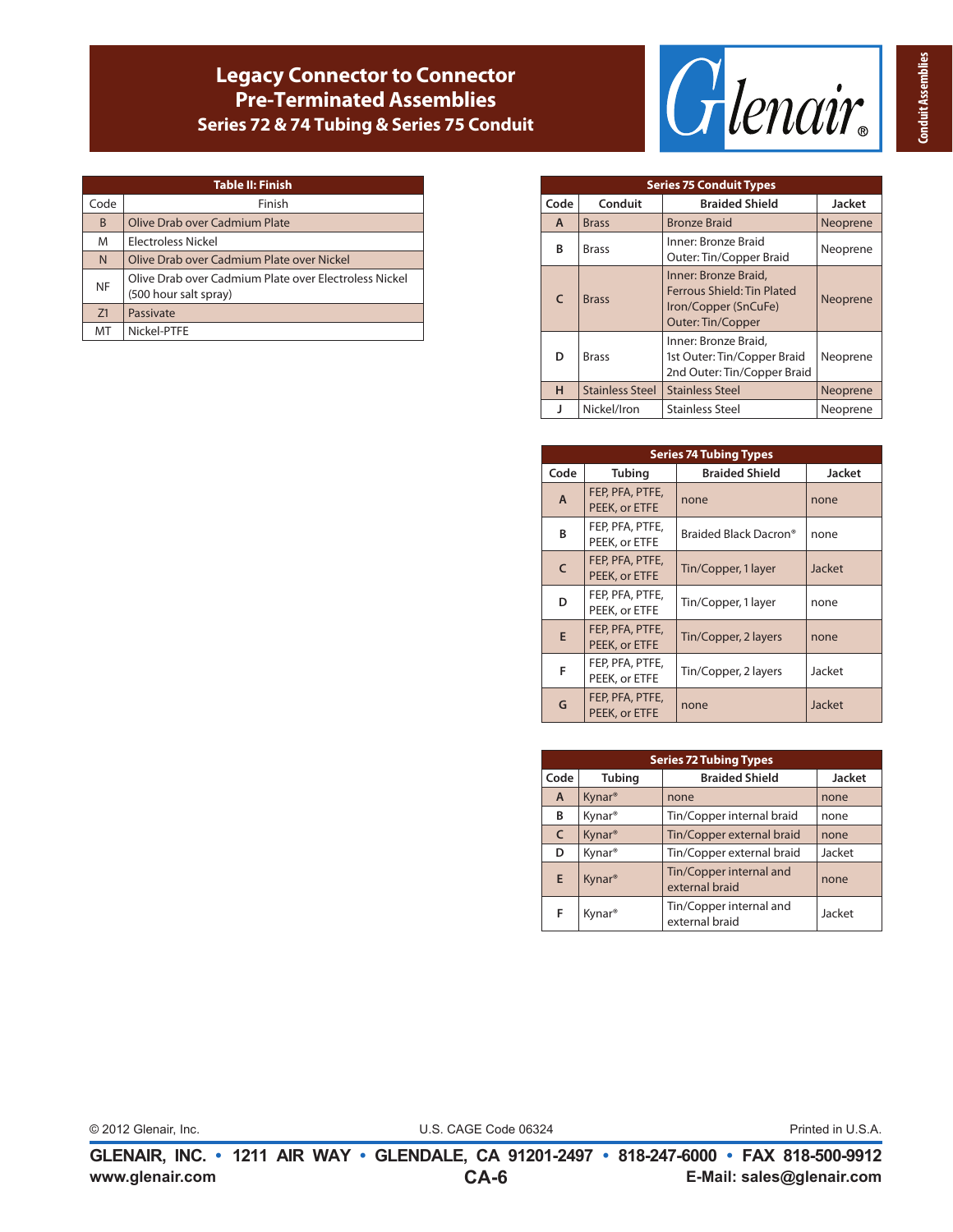# Legacy Connector to Connector Pre-Terminated Assemblies

## Series 72 & 74 Tubing & Series 75 Conduit

| Table II: Finish | |
|---|---|
| Code | Finish |
| B | Olive Drab over Cadmium Plate |
| M | Electroless Nickel |
| N | Olive Drab over Cadmium Plate over Nickel |
| NF | Olive Drab over Cadmium Plate over Electroless Nickel (500 hour salt spray) |
| Z1 | Passivate |
| MT | Nickel-PTFE |

| Series 75 Conduit Types | | | |
|---|---|---|---|
| Code | Conduit | Braided Shield | Jacket |
| A | Brass | Bronze Braid | Neoprene |
| B | Brass | Inner: Bronze Braid<br>Outer: Tin/Copper Braid | Neoprene |
| C | Brass | Inner: Bronze Braid,<br>Ferrous Shield: Tin Plated Iron/Copper (SnCuFe)<br>Outer: Tin/Copper | Neoprene |
| D | Brass | Inner: Bronze Braid,<br>1st Outer: Tin/Copper Braid<br>2nd Outer: Tin/Copper Braid | Neoprene |
| H | Stainless Steel | Stainless Steel | Neoprene |
| J | Nickel/Iron | Stainless Steel | Neoprene |

| Series 74 Tubing Types | | | |
|---|---|---|---|
| Code | Tubing | Braided Shield | Jacket |
| A | FEP, PFA, PTFE, PEEK, or ETFE | none | none |
| B | FEP, PFA, PTFE, PEEK, or ETFE | Braided Black Dacron® | none |
| C | FEP, PFA, PTFE, PEEK, or ETFE | Tin/Copper, 1 layer | Jacket |
| D | FEP, PFA, PTFE, PEEK, or ETFE | Tin/Copper, 1 layer | none |
| E | FEP, PFA, PTFE, PEEK, or ETFE | Tin/Copper, 2 layers | none |
| F | FEP, PFA, PTFE, PEEK, or ETFE | Tin/Copper, 2 layers | Jacket |
| G | FEP, PFA, PTFE, PEEK, or ETFE | none | Jacket |

| Series 72 Tubing Types | | | |
|---|---|---|---|
| Code | Tubing | Braided Shield | Jacket |
| A | Kynar® | none | none |
| B | Kynar® | Tin/Copper internal braid | none |
| C | Kynar® | Tin/Copper external braid | none |
| D | Kynar® | Tin/Copper external braid | Jacket |
| E | Kynar® | Tin/Copper internal and external braid | none |
| F | Kynar® | Tin/Copper internal and external braid | Jacket |